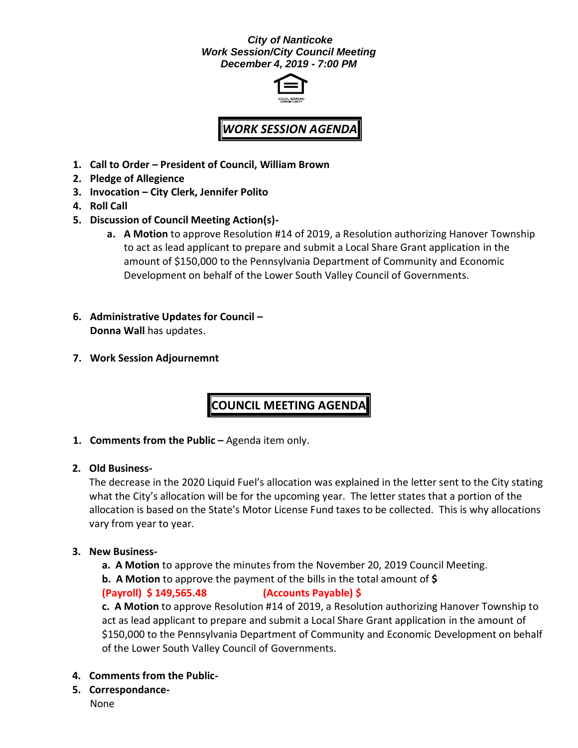***City of Nanticoke***
***Work Session/City Council Meeting***
***December 4, 2019 - 7:00 PM***

EQUAL HOUSING OPPORTUNITY

## *WORK SESSION AGENDA*

1. **Call to Order – President of Council, William Brown**
2. **Pledge of Allegience**
3. **Invocation – City Clerk, Jennifer Polito**
4. **Roll Call**
5. **Discussion of Council Meeting Action(s)-**
   a. **A Motion** to approve Resolution #14 of 2019, a Resolution authorizing Hanover Township to act as lead applicant to prepare and submit a Local Share Grant application in the amount of $150,000 to the Pennsylvania Department of Community and Economic Development on behalf of the Lower South Valley Council of Governments.

6. **Administrative Updates for Council –**
   **Donna Wall** has updates.

7. **Work Session Adjournemnt**

## COUNCIL MEETING AGENDA

1. **Comments from the Public –** Agenda item only.

2. **Old Business-**
   The decrease in the 2020 Liquid Fuel's allocation was explained in the letter sent to the City stating what the City's allocation will be for the upcoming year. The letter states that a portion of the allocation is based on the State's Motor License Fund taxes to be collected. This is why allocations vary from year to year.

3. **New Business-**
   **a. A Motion** to approve the minutes from the November 20, 2019 Council Meeting.
   **b. A Motion** to approve the payment of the bills in the total amount of **$**
   **(Payroll) $ 149,565.48 (Accounts Payable) $**
   **c. A Motion** to approve Resolution #14 of 2019, a Resolution authorizing Hanover Township to act as lead applicant to prepare and submit a Local Share Grant application in the amount of $150,000 to the Pennsylvania Department of Community and Economic Development on behalf of the Lower South Valley Council of Governments.

4. **Comments from the Public-**
5. **Correspondance-**
   None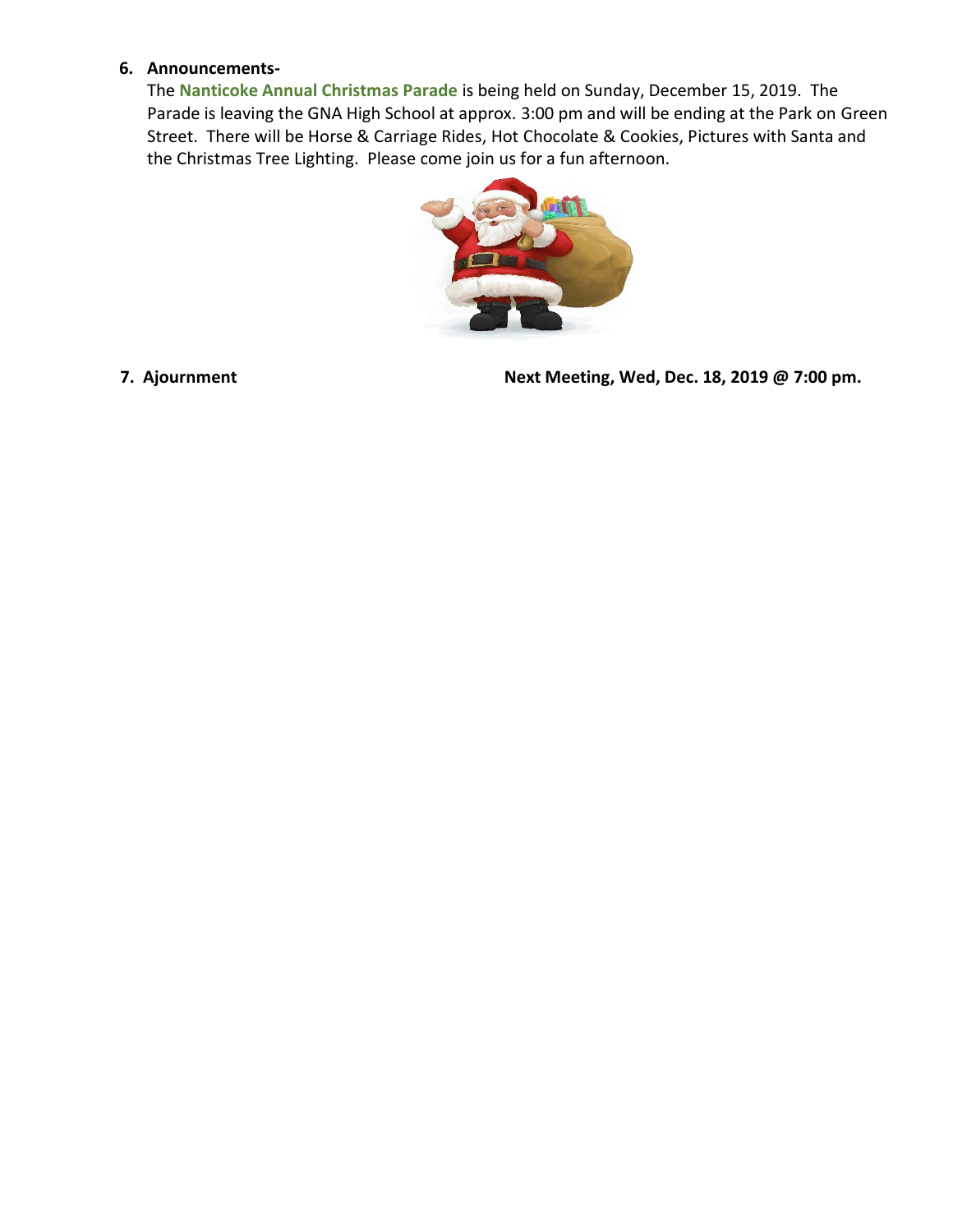6. **Announcements-**

   The **Nanticoke Annual Christmas Parade** is being held on Sunday, December 15, 2019. The Parade is leaving the GNA High School at approx. 3:00 pm and will be ending at the Park on Green Street. There will be Horse & Carriage Rides, Hot Chocolate & Cookies, Pictures with Santa and the Christmas Tree Lighting. Please come join us for a fun afternoon.

7. **Ajournment** **Next Meeting, Wed, Dec. 18, 2019 @ 7:00 pm.**